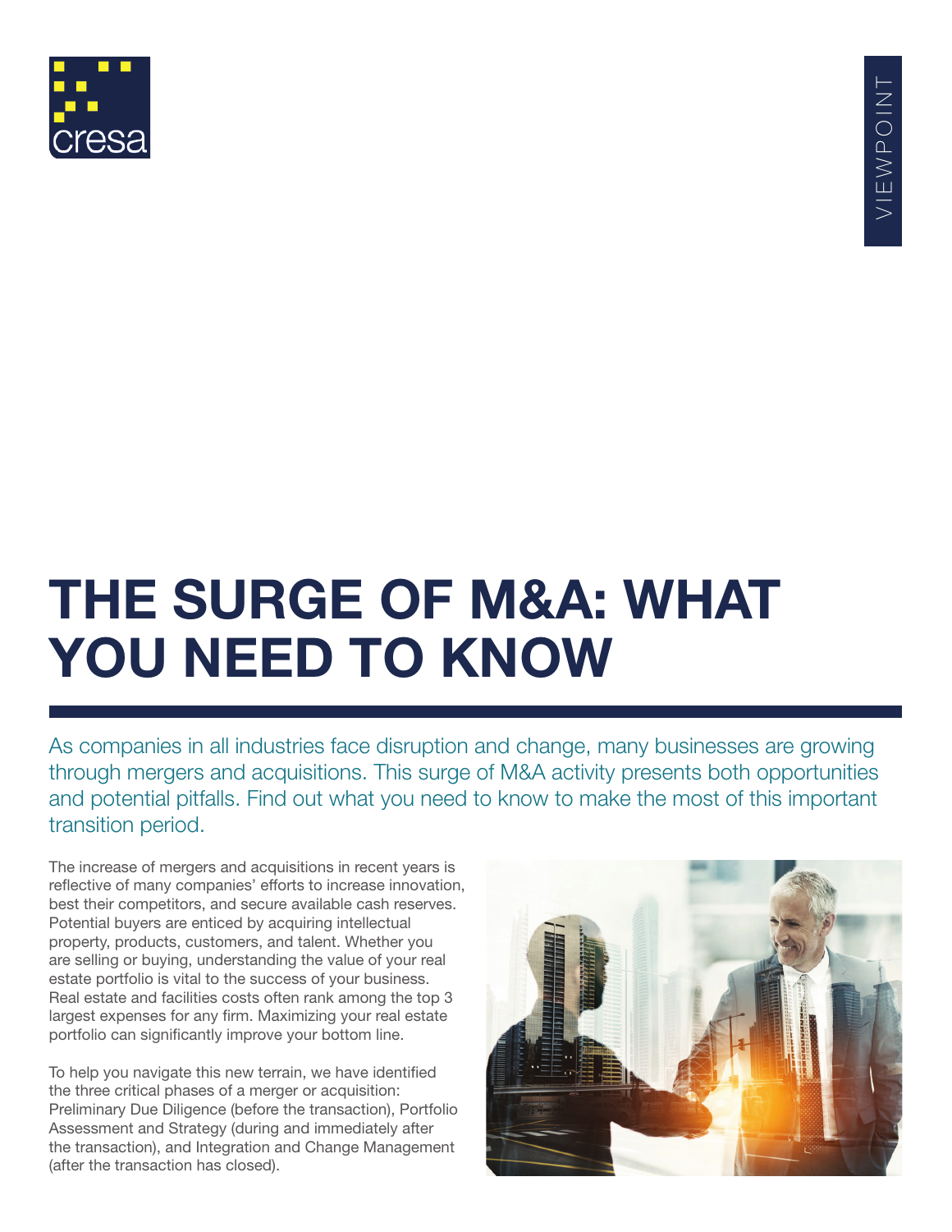# THE SURGE OF M&A: WHAT YOU NEED TO KNOW

As companies in all industries face disruption and change, many businesses are growing through mergers and acquisitions. This surge of M&A activity presents both opportunities and potential pitfalls. Find out what you need to know to make the most of this important transition period.

The increase of mergers and acquisitions in recent years is reflective of many companies' efforts to increase innovation, best their competitors, and secure available cash reserves. Potential buyers are enticed by acquiring intellectual property, products, customers, and talent. Whether you are selling or buying, understanding the value of your real estate portfolio is vital to the success of your business. Real estate and facilities costs often rank among the top 3 largest expenses for any firm. Maximizing your real estate portfolio can significantly improve your bottom line.

To help you navigate this new terrain, we have identified the three critical phases of a merger or acquisition: Preliminary Due Diligence (before the transaction), Portfolio Assessment and Strategy (during and immediately after the transaction), and Integration and Change Management (after the transaction has closed).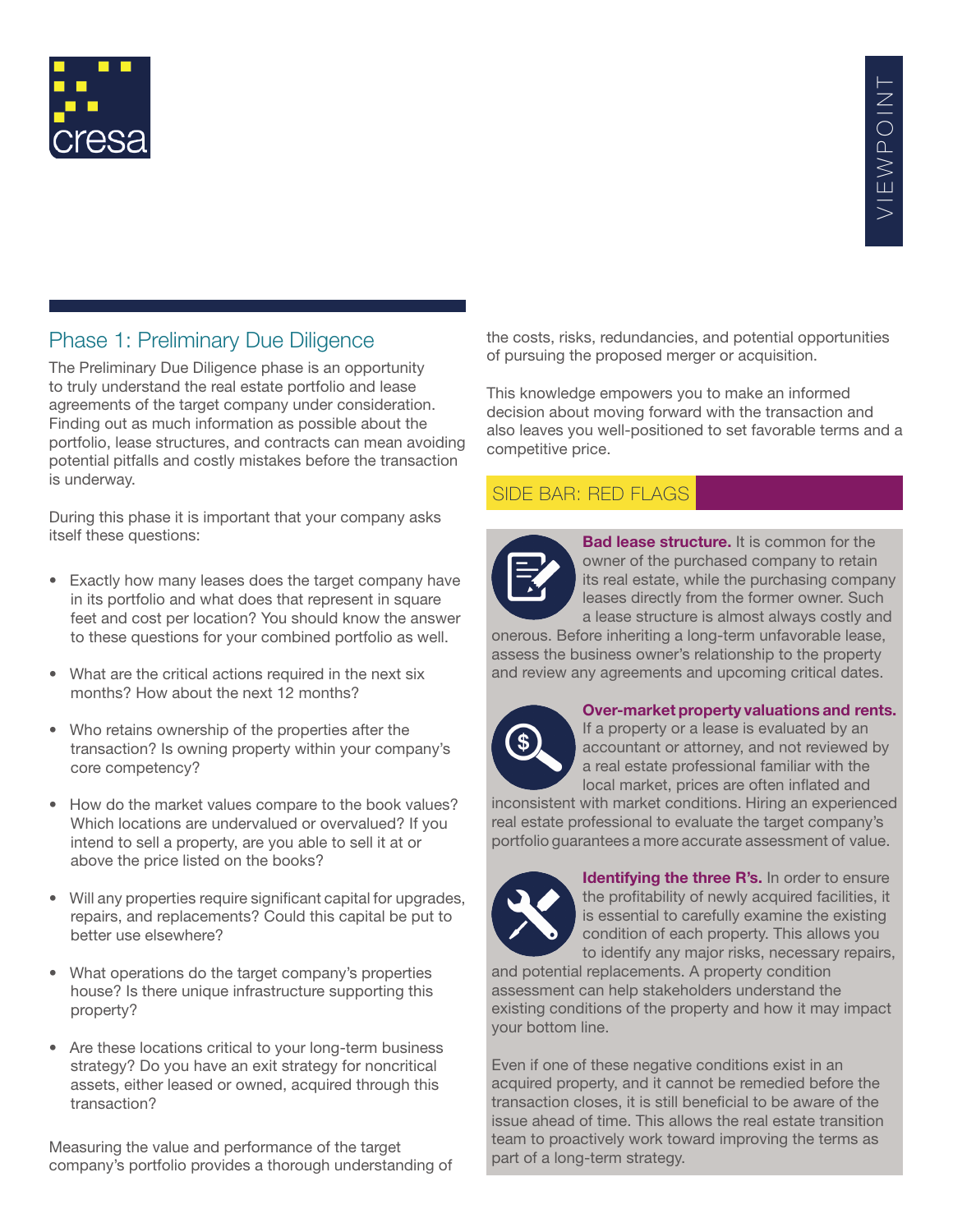## Phase 1: Preliminary Due Diligence

The Preliminary Due Diligence phase is an opportunity to truly understand the real estate portfolio and lease agreements of the target company under consideration. Finding out as much information as possible about the portfolio, lease structures, and contracts can mean avoiding potential pitfalls and costly mistakes before the transaction is underway.

During this phase it is important that your company asks itself these questions:

- Exactly how many leases does the target company have in its portfolio and what does that represent in square feet and cost per location? You should know the answer to these questions for your combined portfolio as well.
- What are the critical actions required in the next six months? How about the next 12 months?
- Who retains ownership of the properties after the transaction? Is owning property within your company's core competency?
- How do the market values compare to the book values? Which locations are undervalued or overvalued? If you intend to sell a property, are you able to sell it at or above the price listed on the books?
- Will any properties require significant capital for upgrades, repairs, and replacements? Could this capital be put to better use elsewhere?
- What operations do the target company's properties house? Is there unique infrastructure supporting this property?
- Are these locations critical to your long-term business strategy? Do you have an exit strategy for noncritical assets, either leased or owned, acquired through this transaction?

Measuring the value and performance of the target company's portfolio provides a thorough understanding of the costs, risks, redundancies, and potential opportunities of pursuing the proposed merger or acquisition.

This knowledge empowers you to make an informed decision about moving forward with the transaction and also leaves you well-positioned to set favorable terms and a competitive price.

### SIDE BAR: RED FLAGS

**Bad lease structure.** It is common for the owner of the purchased company to retain its real estate, while the purchasing company leases directly from the former owner. Such a lease structure is almost always costly and onerous. Before inheriting a long-term unfavorable lease, assess the business owner's relationship to the property and review any agreements and upcoming critical dates.

**Over-market property valuations and rents.** If a property or a lease is evaluated by an accountant or attorney, and not reviewed by a real estate professional familiar with the local market, prices are often inflated and inconsistent with market conditions. Hiring an experienced real estate professional to evaluate the target company's portfolio guarantees a more accurate assessment of value.

**Identifying the three R's.** In order to ensure the profitability of newly acquired facilities, it is essential to carefully examine the existing condition of each property. This allows you to identify any major risks, necessary repairs, and potential replacements. A property condition assessment can help stakeholders understand the existing conditions of the property and how it may impact your bottom line.

Even if one of these negative conditions exist in an acquired property, and it cannot be remedied before the transaction closes, it is still beneficial to be aware of the issue ahead of time. This allows the real estate transition team to proactively work toward improving the terms as part of a long-term strategy.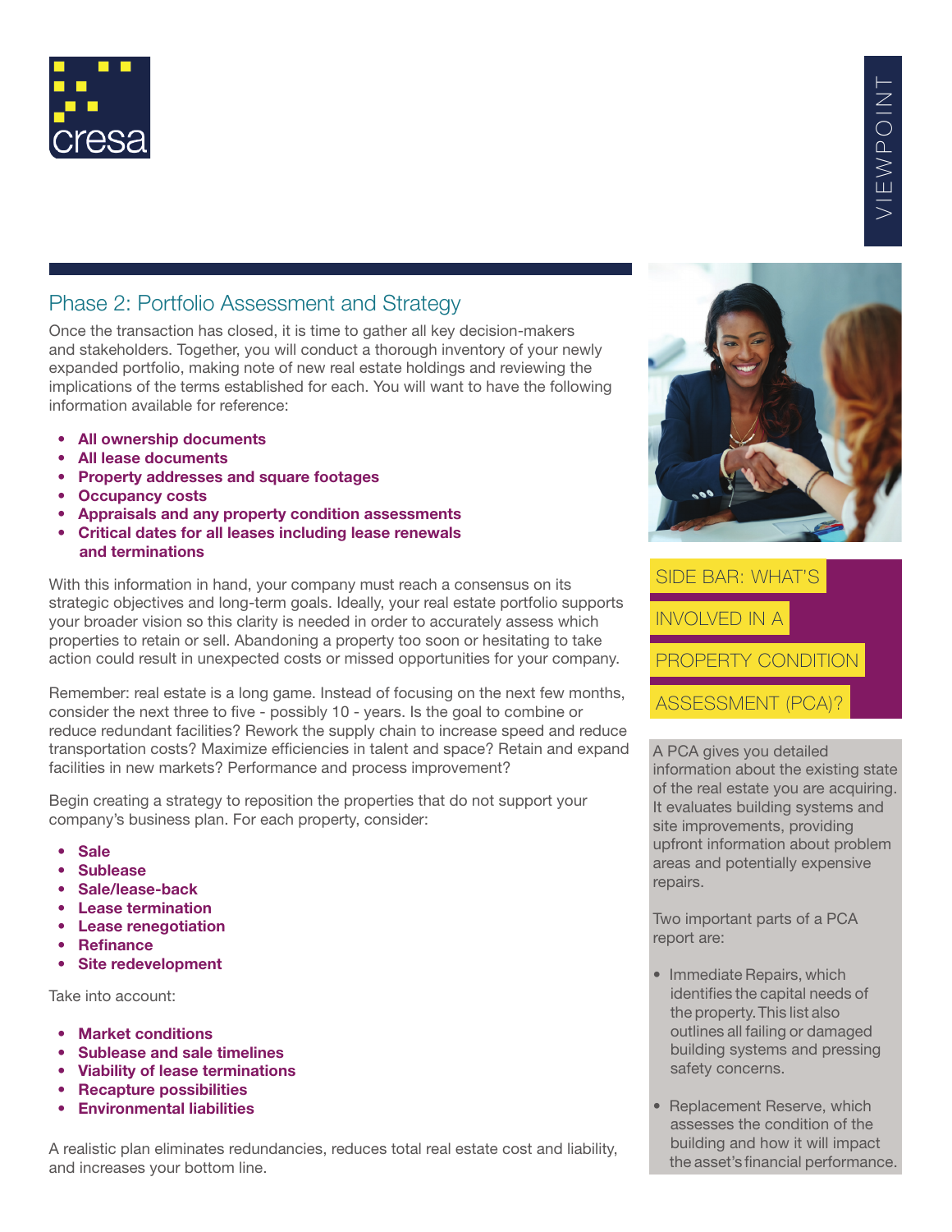## Phase 2: Portfolio Assessment and Strategy

Once the transaction has closed, it is time to gather all key decision-makers and stakeholders. Together, you will conduct a thorough inventory of your newly expanded portfolio, making note of new real estate holdings and reviewing the implications of the terms established for each. You will want to have the following information available for reference:

- **All ownership documents**
- **All lease documents**
- **Property addresses and square footages**
- **Occupancy costs**
- **Appraisals and any property condition assessments**
- **Critical dates for all leases including lease renewals and terminations**

With this information in hand, your company must reach a consensus on its strategic objectives and long-term goals. Ideally, your real estate portfolio supports your broader vision so this clarity is needed in order to accurately assess which properties to retain or sell. Abandoning a property too soon or hesitating to take action could result in unexpected costs or missed opportunities for your company.

Remember: real estate is a long game. Instead of focusing on the next few months, consider the next three to five - possibly 10 - years. Is the goal to combine or reduce redundant facilities? Rework the supply chain to increase speed and reduce transportation costs? Maximize efficiencies in talent and space? Retain and expand facilities in new markets? Performance and process improvement?

Begin creating a strategy to reposition the properties that do not support your company's business plan. For each property, consider:

- **Sale**
- **Sublease**
- **Sale/lease-back**
- **Lease termination**
- **Lease renegotiation**
- **Refinance**
- **Site redevelopment**

Take into account:

- **Market conditions**
- **Sublease and sale timelines**
- **Viability of lease terminations**
- **Recapture possibilities**
- **Environmental liabilities**

A realistic plan eliminates redundancies, reduces total real estate cost and liability, and increases your bottom line.

### SIDE BAR: WHAT'S INVOLVED IN A PROPERTY CONDITION ASSESSMENT (PCA)?

A PCA gives you detailed information about the existing state of the real estate you are acquiring. It evaluates building systems and site improvements, providing upfront information about problem areas and potentially expensive repairs.

Two important parts of a PCA report are:

- Immediate Repairs, which identifies the capital needs of the property. This list also outlines all failing or damaged building systems and pressing safety concerns.
- Replacement Reserve, which assesses the condition of the building and how it will impact the asset's financial performance.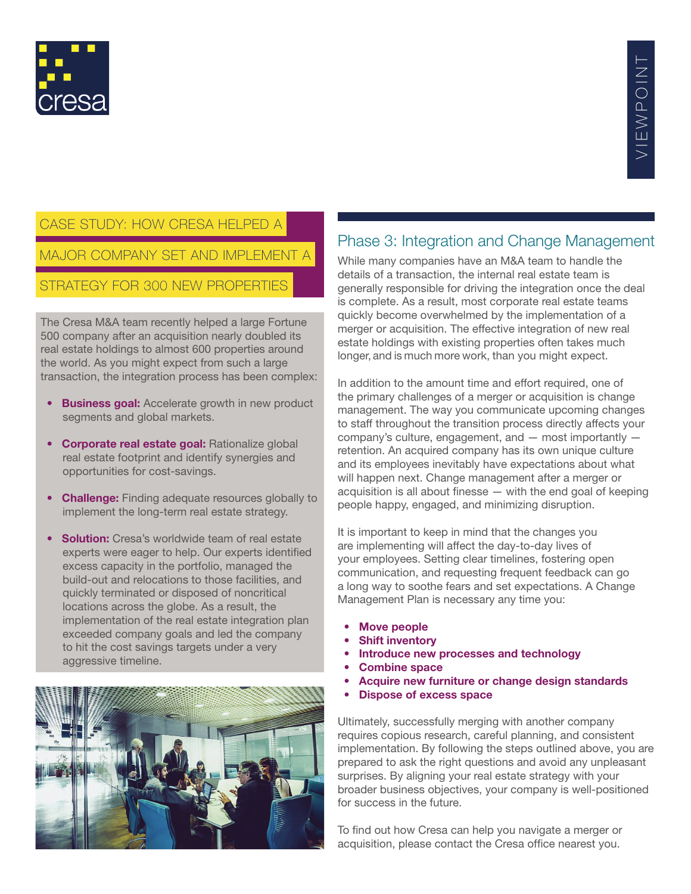## CASE STUDY: HOW CRESA HELPED A MAJOR COMPANY SET AND IMPLEMENT A STRATEGY FOR 300 NEW PROPERTIES

The Cresa M&A team recently helped a large Fortune 500 company after an acquisition nearly doubled its real estate holdings to almost 600 properties around the world. As you might expect from such a large transaction, the integration process has been complex:

- **Business goal:** Accelerate growth in new product segments and global markets.
- **Corporate real estate goal:** Rationalize global real estate footprint and identify synergies and opportunities for cost-savings.
- **Challenge:** Finding adequate resources globally to implement the long-term real estate strategy.
- **Solution:** Cresa's worldwide team of real estate experts were eager to help. Our experts identified excess capacity in the portfolio, managed the build-out and relocations to those facilities, and quickly terminated or disposed of noncritical locations across the globe. As a result, the implementation of the real estate integration plan exceeded company goals and led the company to hit the cost savings targets under a very aggressive timeline.

## Phase 3: Integration and Change Management

While many companies have an M&A team to handle the details of a transaction, the internal real estate team is generally responsible for driving the integration once the deal is complete. As a result, most corporate real estate teams quickly become overwhelmed by the implementation of a merger or acquisition. The effective integration of new real estate holdings with existing properties often takes much longer, and is much more work, than you might expect.

In addition to the amount time and effort required, one of the primary challenges of a merger or acquisition is change management. The way you communicate upcoming changes to staff throughout the transition process directly affects your company's culture, engagement, and — most importantly — retention. An acquired company has its own unique culture and its employees inevitably have expectations about what will happen next. Change management after a merger or acquisition is all about finesse — with the end goal of keeping people happy, engaged, and minimizing disruption.

It is important to keep in mind that the changes you are implementing will affect the day-to-day lives of your employees. Setting clear timelines, fostering open communication, and requesting frequent feedback can go a long way to soothe fears and set expectations. A Change Management Plan is necessary any time you:

- **Move people**
- **Shift inventory**
- **Introduce new processes and technology**
- **Combine space**
- **Acquire new furniture or change design standards**
- **Dispose of excess space**

Ultimately, successfully merging with another company requires copious research, careful planning, and consistent implementation. By following the steps outlined above, you are prepared to ask the right questions and avoid any unpleasant surprises. By aligning your real estate strategy with your broader business objectives, your company is well-positioned for success in the future.

To find out how Cresa can help you navigate a merger or acquisition, please contact the Cresa office nearest you.